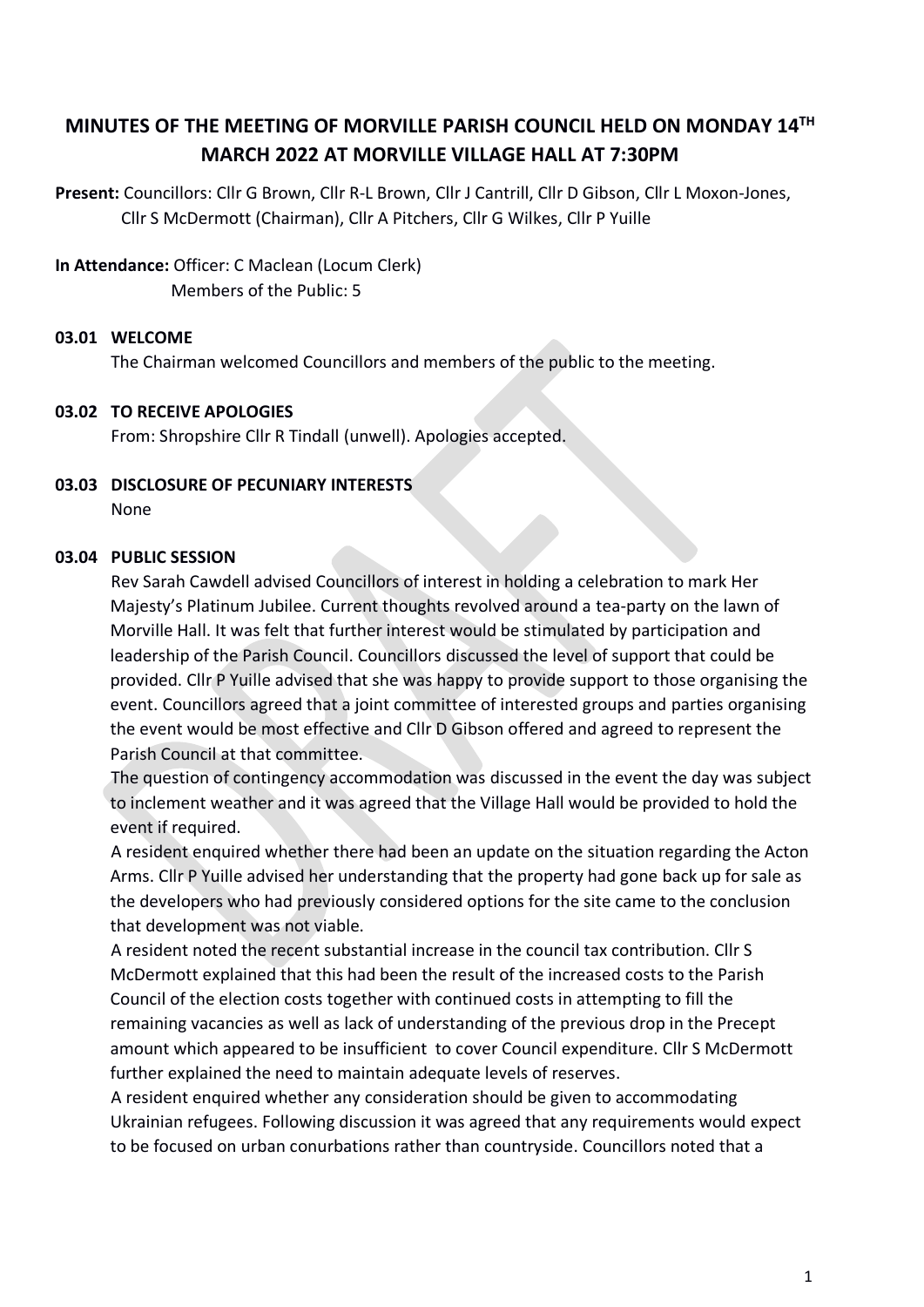# MINUTES OF THE MEETING OF MORVILLE PARISH COUNCIL HELD ON MONDAY 14TH MARCH 2022 AT MORVILLE VILLAGE HALL AT 7:30PM

**Present:** Councillors: Cllr G Brown, Cllr R-L Brown, Cllr J Cantrill, Cllr D Gibson, Cllr L Moxon-Jones, Cllr S McDermott (Chairman), Cllr A Pitchers, Cllr G Wilkes, Cllr P Yuille

**In Attendance:** Officer: C Maclean (Locum Clerk)
Members of the Public: 5

## 03.01 WELCOME

The Chairman welcomed Councillors and members of the public to the meeting.

## 03.02 TO RECEIVE APOLOGIES

From: Shropshire Cllr R Tindall (unwell). Apologies accepted.

## 03.03 DISCLOSURE OF PECUNIARY INTERESTS

None

## 03.04 PUBLIC SESSION

Rev Sarah Cawdell advised Councillors of interest in holding a celebration to mark Her Majesty's Platinum Jubilee. Current thoughts revolved around a tea-party on the lawn of Morville Hall. It was felt that further interest would be stimulated by participation and leadership of the Parish Council. Councillors discussed the level of support that could be provided. Cllr P Yuille advised that she was happy to provide support to those organising the event. Councillors agreed that a joint committee of interested groups and parties organising the event would be most effective and Cllr D Gibson offered and agreed to represent the Parish Council at that committee.

The question of contingency accommodation was discussed in the event the day was subject to inclement weather and it was agreed that the Village Hall would be provided to hold the event if required.

A resident enquired whether there had been an update on the situation regarding the Acton Arms. Cllr P Yuille advised her understanding that the property had gone back up for sale as the developers who had previously considered options for the site came to the conclusion that development was not viable.

A resident noted the recent substantial increase in the council tax contribution. Cllr S McDermott explained that this had been the result of the increased costs to the Parish Council of the election costs together with continued costs in attempting to fill the remaining vacancies as well as lack of understanding of the previous drop in the Precept amount which appeared to be insufficient to cover Council expenditure. Cllr S McDermott further explained the need to maintain adequate levels of reserves.

A resident enquired whether any consideration should be given to accommodating Ukrainian refugees. Following discussion it was agreed that any requirements would expect to be focused on urban conurbations rather than countryside. Councillors noted that a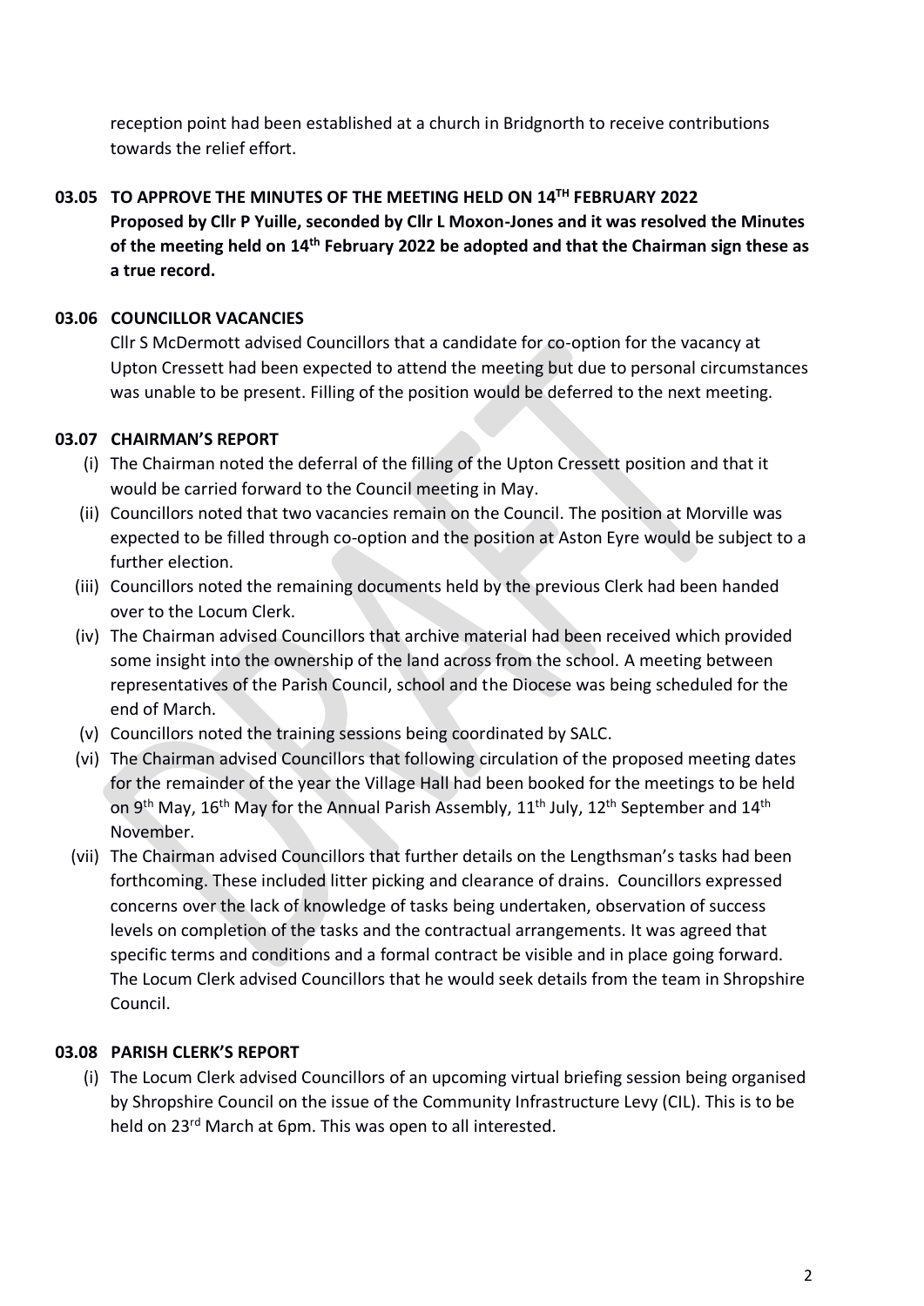reception point had been established at a church in Bridgnorth to receive contributions towards the relief effort.

## 03.05 TO APPROVE THE MINUTES OF THE MEETING HELD ON 14TH FEBRUARY 2022

**Proposed by Cllr P Yuille, seconded by Cllr L Moxon-Jones and it was resolved the Minutes of the meeting held on 14th February 2022 be adopted and that the Chairman sign these as a true record.**

## 03.06 COUNCILLOR VACANCIES

Cllr S McDermott advised Councillors that a candidate for co-option for the vacancy at Upton Cressett had been expected to attend the meeting but due to personal circumstances was unable to be present. Filling of the position would be deferred to the next meeting.

## 03.07 CHAIRMAN'S REPORT

(i) The Chairman noted the deferral of the filling of the Upton Cressett position and that it would be carried forward to the Council meeting in May.

(ii) Councillors noted that two vacancies remain on the Council. The position at Morville was expected to be filled through co-option and the position at Aston Eyre would be subject to a further election.

(iii) Councillors noted the remaining documents held by the previous Clerk had been handed over to the Locum Clerk.

(iv) The Chairman advised Councillors that archive material had been received which provided some insight into the ownership of the land across from the school. A meeting between representatives of the Parish Council, school and the Diocese was being scheduled for the end of March.

(v) Councillors noted the training sessions being coordinated by SALC.

(vi) The Chairman advised Councillors that following circulation of the proposed meeting dates for the remainder of the year the Village Hall had been booked for the meetings to be held on 9th May, 16th May for the Annual Parish Assembly, 11th July, 12th September and 14th November.

(vii) The Chairman advised Councillors that further details on the Lengthsman's tasks had been forthcoming. These included litter picking and clearance of drains. Councillors expressed concerns over the lack of knowledge of tasks being undertaken, observation of success levels on completion of the tasks and the contractual arrangements. It was agreed that specific terms and conditions and a formal contract be visible and in place going forward. The Locum Clerk advised Councillors that he would seek details from the team in Shropshire Council.

## 03.08 PARISH CLERK'S REPORT

(i) The Locum Clerk advised Councillors of an upcoming virtual briefing session being organised by Shropshire Council on the issue of the Community Infrastructure Levy (CIL). This is to be held on 23rd March at 6pm. This was open to all interested.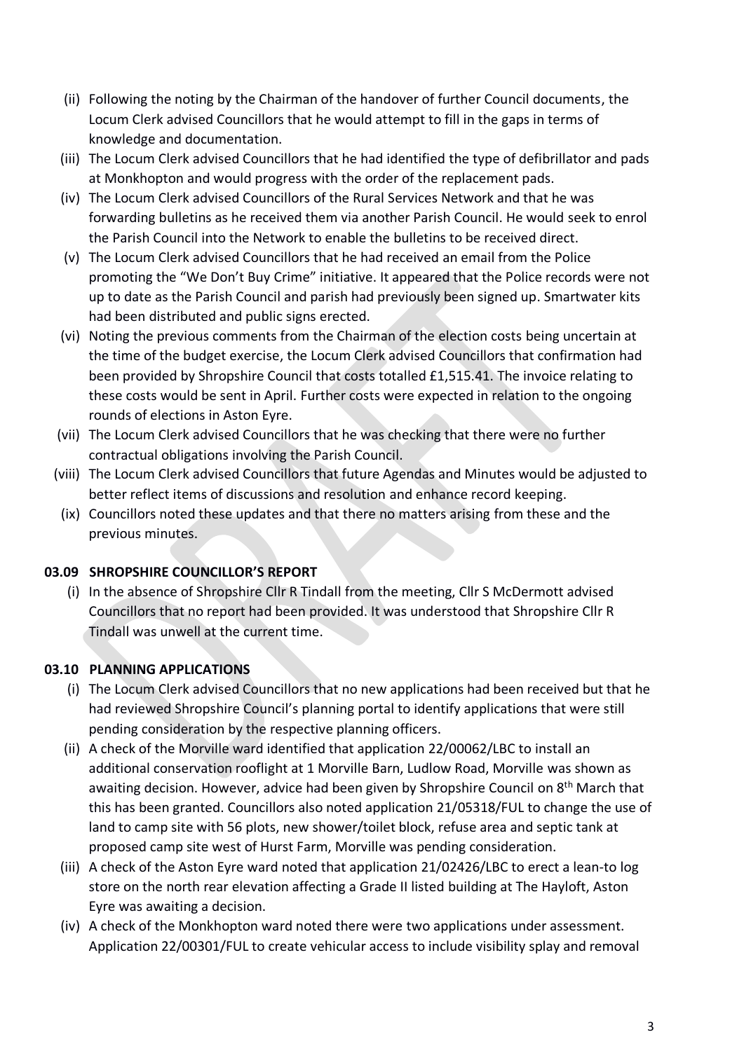(ii) Following the noting by the Chairman of the handover of further Council documents, the Locum Clerk advised Councillors that he would attempt to fill in the gaps in terms of knowledge and documentation.

(iii) The Locum Clerk advised Councillors that he had identified the type of defibrillator and pads at Monkhopton and would progress with the order of the replacement pads.

(iv) The Locum Clerk advised Councillors of the Rural Services Network and that he was forwarding bulletins as he received them via another Parish Council. He would seek to enrol the Parish Council into the Network to enable the bulletins to be received direct.

(v) The Locum Clerk advised Councillors that he had received an email from the Police promoting the "We Don't Buy Crime" initiative. It appeared that the Police records were not up to date as the Parish Council and parish had previously been signed up. Smartwater kits had been distributed and public signs erected.

(vi) Noting the previous comments from the Chairman of the election costs being uncertain at the time of the budget exercise, the Locum Clerk advised Councillors that confirmation had been provided by Shropshire Council that costs totalled £1,515.41. The invoice relating to these costs would be sent in April. Further costs were expected in relation to the ongoing rounds of elections in Aston Eyre.

(vii) The Locum Clerk advised Councillors that he was checking that there were no further contractual obligations involving the Parish Council.

(viii) The Locum Clerk advised Councillors that future Agendas and Minutes would be adjusted to better reflect items of discussions and resolution and enhance record keeping.

(ix) Councillors noted these updates and that there no matters arising from these and the previous minutes.

**03.09 SHROPSHIRE COUNCILLOR'S REPORT**

(i) In the absence of Shropshire Cllr R Tindall from the meeting, Cllr S McDermott advised Councillors that no report had been provided. It was understood that Shropshire Cllr R Tindall was unwell at the current time.

**03.10 PLANNING APPLICATIONS**

(i) The Locum Clerk advised Councillors that no new applications had been received but that he had reviewed Shropshire Council's planning portal to identify applications that were still pending consideration by the respective planning officers.

(ii) A check of the Morville ward identified that application 22/00062/LBC to install an additional conservation rooflight at 1 Morville Barn, Ludlow Road, Morville was shown as awaiting decision. However, advice had been given by Shropshire Council on 8th March that this has been granted. Councillors also noted application 21/05318/FUL to change the use of land to camp site with 56 plots, new shower/toilet block, refuse area and septic tank at proposed camp site west of Hurst Farm, Morville was pending consideration.

(iii) A check of the Aston Eyre ward noted that application 21/02426/LBC to erect a lean-to log store on the north rear elevation affecting a Grade II listed building at The Hayloft, Aston Eyre was awaiting a decision.

(iv) A check of the Monkhopton ward noted there were two applications under assessment. Application 22/00301/FUL to create vehicular access to include visibility splay and removal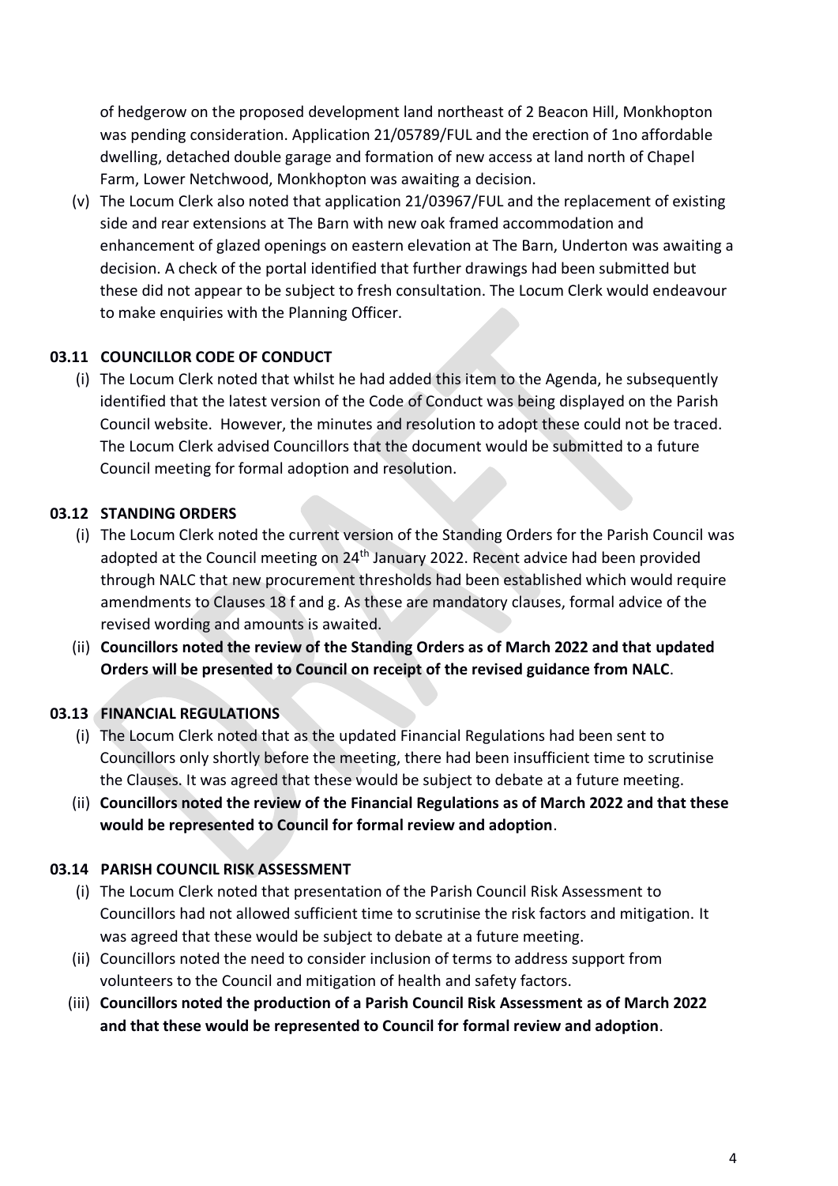of hedgerow on the proposed development land northeast of 2 Beacon Hill, Monkhopton was pending consideration. Application 21/05789/FUL and the erection of 1no affordable dwelling, detached double garage and formation of new access at land north of Chapel Farm, Lower Netchwood, Monkhopton was awaiting a decision.

(v) The Locum Clerk also noted that application 21/03967/FUL and the replacement of existing side and rear extensions at The Barn with new oak framed accommodation and enhancement of glazed openings on eastern elevation at The Barn, Underton was awaiting a decision. A check of the portal identified that further drawings had been submitted but these did not appear to be subject to fresh consultation. The Locum Clerk would endeavour to make enquiries with the Planning Officer.

### 03.11 COUNCILLOR CODE OF CONDUCT

(i) The Locum Clerk noted that whilst he had added this item to the Agenda, he subsequently identified that the latest version of the Code of Conduct was being displayed on the Parish Council website. However, the minutes and resolution to adopt these could not be traced. The Locum Clerk advised Councillors that the document would be submitted to a future Council meeting for formal adoption and resolution.

### 03.12 STANDING ORDERS

(i) The Locum Clerk noted the current version of the Standing Orders for the Parish Council was adopted at the Council meeting on 24th January 2022. Recent advice had been provided through NALC that new procurement thresholds had been established which would require amendments to Clauses 18 f and g. As these are mandatory clauses, formal advice of the revised wording and amounts is awaited.

(ii) **Councillors noted the review of the Standing Orders as of March 2022 and that updated Orders will be presented to Council on receipt of the revised guidance from NALC**.

### 03.13 FINANCIAL REGULATIONS

(i) The Locum Clerk noted that as the updated Financial Regulations had been sent to Councillors only shortly before the meeting, there had been insufficient time to scrutinise the Clauses. It was agreed that these would be subject to debate at a future meeting.

(ii) **Councillors noted the review of the Financial Regulations as of March 2022 and that these would be represented to Council for formal review and adoption**.

### 03.14 PARISH COUNCIL RISK ASSESSMENT

(i) The Locum Clerk noted that presentation of the Parish Council Risk Assessment to Councillors had not allowed sufficient time to scrutinise the risk factors and mitigation. It was agreed that these would be subject to debate at a future meeting.

(ii) Councillors noted the need to consider inclusion of terms to address support from volunteers to the Council and mitigation of health and safety factors.

(iii) **Councillors noted the production of a Parish Council Risk Assessment as of March 2022 and that these would be represented to Council for formal review and adoption**.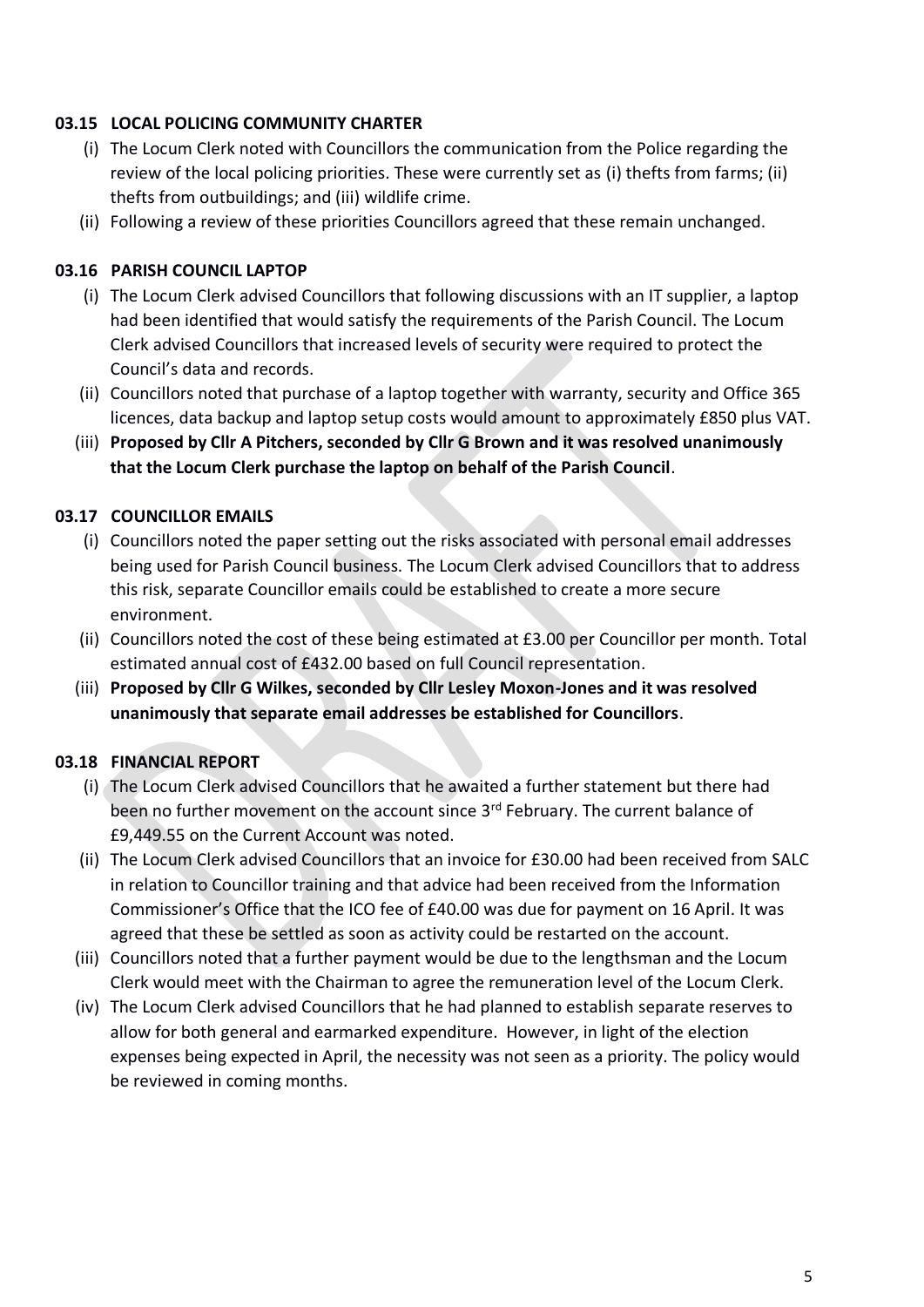### 03.15 LOCAL POLICING COMMUNITY CHARTER

(i) The Locum Clerk noted with Councillors the communication from the Police regarding the review of the local policing priorities. These were currently set as (i) thefts from farms; (ii) thefts from outbuildings; and (iii) wildlife crime.

(ii) Following a review of these priorities Councillors agreed that these remain unchanged.

### 03.16 PARISH COUNCIL LAPTOP

(i) The Locum Clerk advised Councillors that following discussions with an IT supplier, a laptop had been identified that would satisfy the requirements of the Parish Council. The Locum Clerk advised Councillors that increased levels of security were required to protect the Council's data and records.

(ii) Councillors noted that purchase of a laptop together with warranty, security and Office 365 licences, data backup and laptop setup costs would amount to approximately £850 plus VAT.

(iii) **Proposed by Cllr A Pitchers, seconded by Cllr G Brown and it was resolved unanimously that the Locum Clerk purchase the laptop on behalf of the Parish Council**.

### 03.17 COUNCILLOR EMAILS

(i) Councillors noted the paper setting out the risks associated with personal email addresses being used for Parish Council business. The Locum Clerk advised Councillors that to address this risk, separate Councillor emails could be established to create a more secure environment.

(ii) Councillors noted the cost of these being estimated at £3.00 per Councillor per month. Total estimated annual cost of £432.00 based on full Council representation.

(iii) **Proposed by Cllr G Wilkes, seconded by Cllr Lesley Moxon-Jones and it was resolved unanimously that separate email addresses be established for Councillors**.

### 03.18 FINANCIAL REPORT

(i) The Locum Clerk advised Councillors that he awaited a further statement but there had been no further movement on the account since 3rd February. The current balance of £9,449.55 on the Current Account was noted.

(ii) The Locum Clerk advised Councillors that an invoice for £30.00 had been received from SALC in relation to Councillor training and that advice had been received from the Information Commissioner's Office that the ICO fee of £40.00 was due for payment on 16 April. It was agreed that these be settled as soon as activity could be restarted on the account.

(iii) Councillors noted that a further payment would be due to the lengthsman and the Locum Clerk would meet with the Chairman to agree the remuneration level of the Locum Clerk.

(iv) The Locum Clerk advised Councillors that he had planned to establish separate reserves to allow for both general and earmarked expenditure. However, in light of the election expenses being expected in April, the necessity was not seen as a priority. The policy would be reviewed in coming months.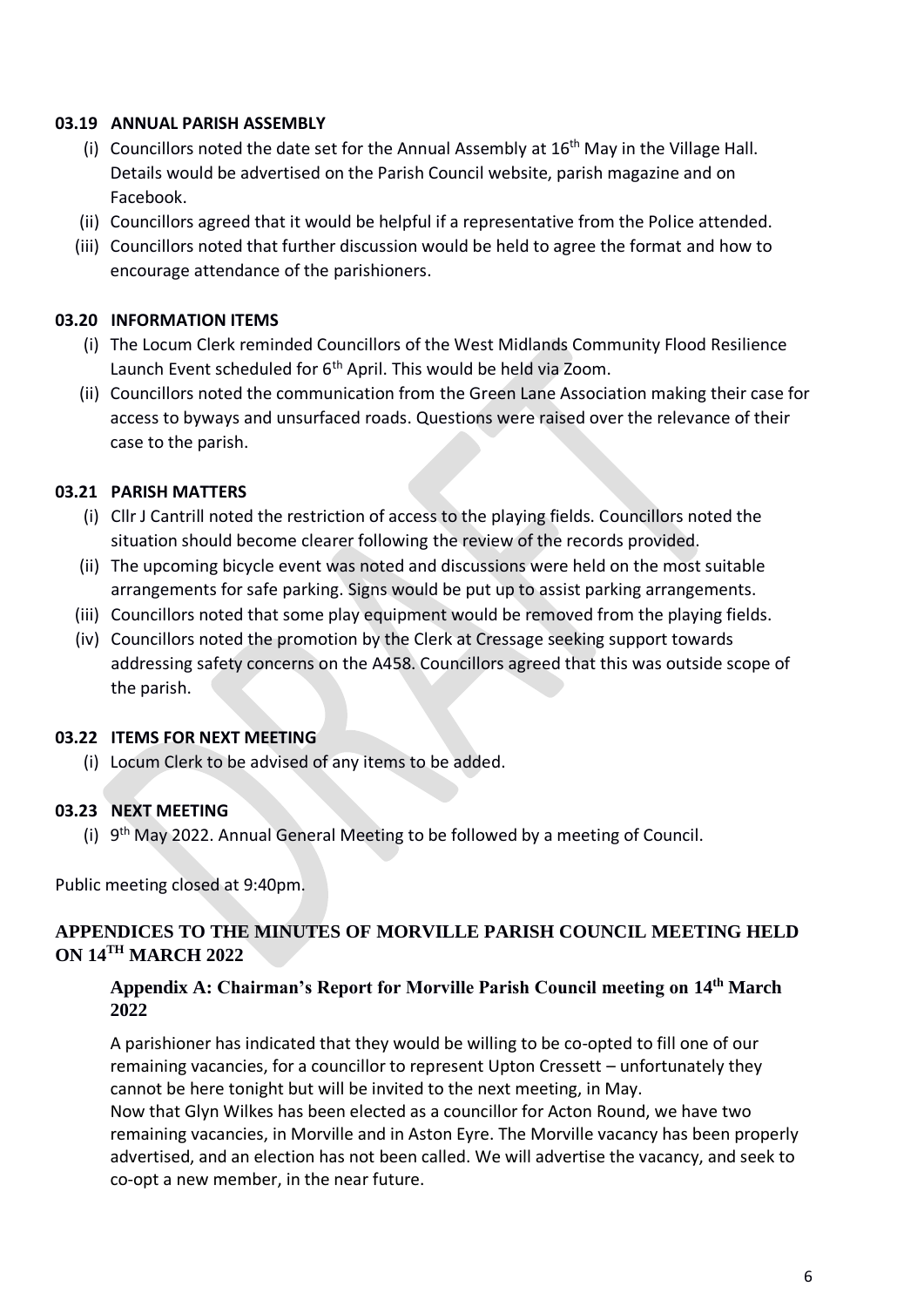**03.19 ANNUAL PARISH ASSEMBLY**

(i) Councillors noted the date set for the Annual Assembly at 16th May in the Village Hall. Details would be advertised on the Parish Council website, parish magazine and on Facebook.

(ii) Councillors agreed that it would be helpful if a representative from the Police attended.

(iii) Councillors noted that further discussion would be held to agree the format and how to encourage attendance of the parishioners.

**03.20 INFORMATION ITEMS**

(i) The Locum Clerk reminded Councillors of the West Midlands Community Flood Resilience Launch Event scheduled for 6th April. This would be held via Zoom.

(ii) Councillors noted the communication from the Green Lane Association making their case for access to byways and unsurfaced roads. Questions were raised over the relevance of their case to the parish.

**03.21 PARISH MATTERS**

(i) Cllr J Cantrill noted the restriction of access to the playing fields. Councillors noted the situation should become clearer following the review of the records provided.

(ii) The upcoming bicycle event was noted and discussions were held on the most suitable arrangements for safe parking. Signs would be put up to assist parking arrangements.

(iii) Councillors noted that some play equipment would be removed from the playing fields.

(iv) Councillors noted the promotion by the Clerk at Cressage seeking support towards addressing safety concerns on the A458. Councillors agreed that this was outside scope of the parish.

**03.22 ITEMS FOR NEXT MEETING**

(i) Locum Clerk to be advised of any items to be added.

**03.23 NEXT MEETING**

(i) 9th May 2022. Annual General Meeting to be followed by a meeting of Council.

Public meeting closed at 9:40pm.

## APPENDICES TO THE MINUTES OF MORVILLE PARISH COUNCIL MEETING HELD ON 14TH MARCH 2022

### Appendix A: Chairman's Report for Morville Parish Council meeting on 14th March 2022

A parishioner has indicated that they would be willing to be co-opted to fill one of our remaining vacancies, for a councillor to represent Upton Cressett – unfortunately they cannot be here tonight but will be invited to the next meeting, in May.
Now that Glyn Wilkes has been elected as a councillor for Acton Round, we have two remaining vacancies, in Morville and in Aston Eyre. The Morville vacancy has been properly advertised, and an election has not been called. We will advertise the vacancy, and seek to co-opt a new member, in the near future.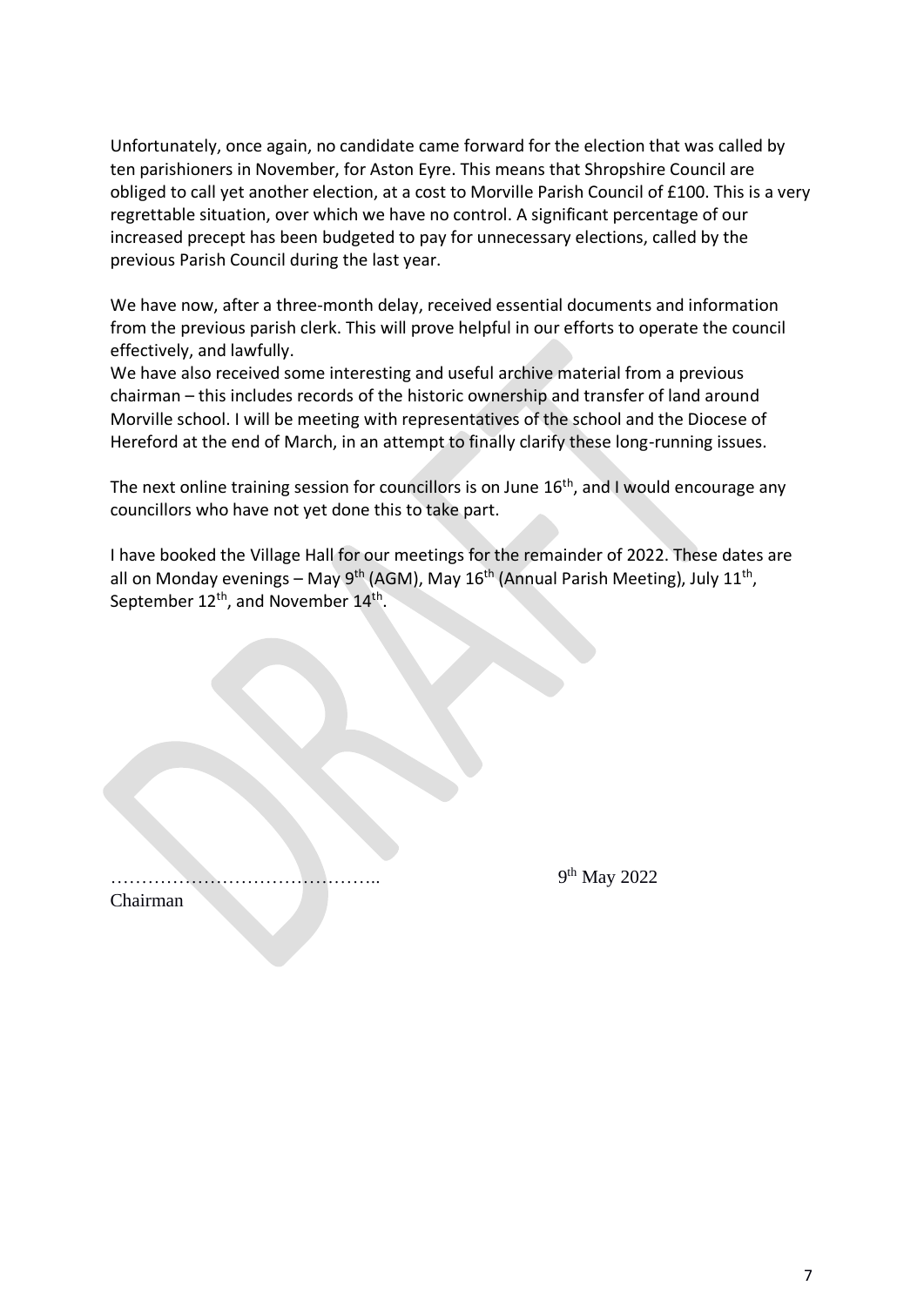Unfortunately, once again, no candidate came forward for the election that was called by ten parishioners in November, for Aston Eyre. This means that Shropshire Council are obliged to call yet another election, at a cost to Morville Parish Council of £100. This is a very regrettable situation, over which we have no control. A significant percentage of our increased precept has been budgeted to pay for unnecessary elections, called by the previous Parish Council during the last year.

We have now, after a three-month delay, received essential documents and information from the previous parish clerk. This will prove helpful in our efforts to operate the council effectively, and lawfully.
We have also received some interesting and useful archive material from a previous chairman – this includes records of the historic ownership and transfer of land around Morville school. I will be meeting with representatives of the school and the Diocese of Hereford at the end of March, in an attempt to finally clarify these long-running issues.

The next online training session for councillors is on June 16th, and I would encourage any councillors who have not yet done this to take part.

I have booked the Village Hall for our meetings for the remainder of 2022. These dates are all on Monday evenings – May 9th (AGM), May 16th (Annual Parish Meeting), July 11th, September 12th, and November 14th.

…………………………………….. 9th May 2022
Chairman